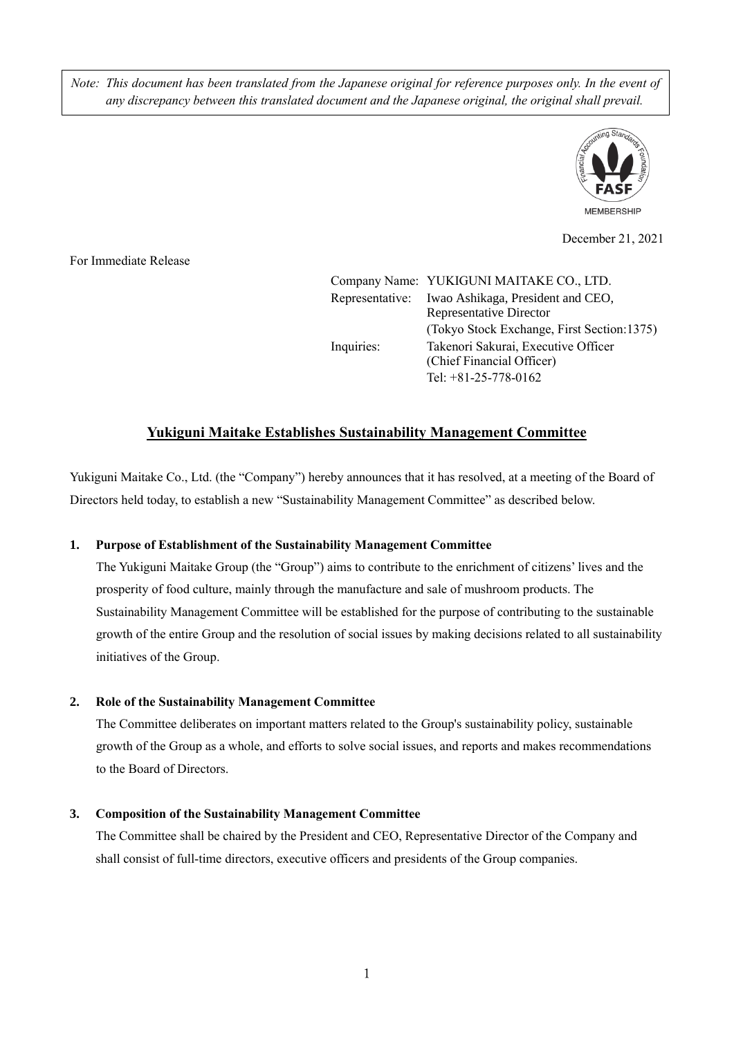*Note: This document has been translated from the Japanese original for reference purposes only. In the event of any discrepancy between this translated document and the Japanese original, the original shall prevail.*

December 21, 2021

For Immediate Release

Company Name: YUKIGUNI MAITAKE CO., LTD.
Representative: Iwao Ashikaga, President and CEO, Representative Director
(Tokyo Stock Exchange, First Section:1375)
Inquiries: Takenori Sakurai, Executive Officer (Chief Financial Officer)
Tel: +81-25-778-0162

# Yukiguni Maitake Establishes Sustainability Management Committee

Yukiguni Maitake Co., Ltd. (the "Company") hereby announces that it has resolved, at a meeting of the Board of Directors held today, to establish a new "Sustainability Management Committee" as described below.

## 1. Purpose of Establishment of the Sustainability Management Committee

The Yukiguni Maitake Group (the "Group") aims to contribute to the enrichment of citizens' lives and the prosperity of food culture, mainly through the manufacture and sale of mushroom products. The Sustainability Management Committee will be established for the purpose of contributing to the sustainable growth of the entire Group and the resolution of social issues by making decisions related to all sustainability initiatives of the Group.

## 2. Role of the Sustainability Management Committee

The Committee deliberates on important matters related to the Group's sustainability policy, sustainable growth of the Group as a whole, and efforts to solve social issues, and reports and makes recommendations to the Board of Directors.

## 3. Composition of the Sustainability Management Committee

The Committee shall be chaired by the President and CEO, Representative Director of the Company and shall consist of full-time directors, executive officers and presidents of the Group companies.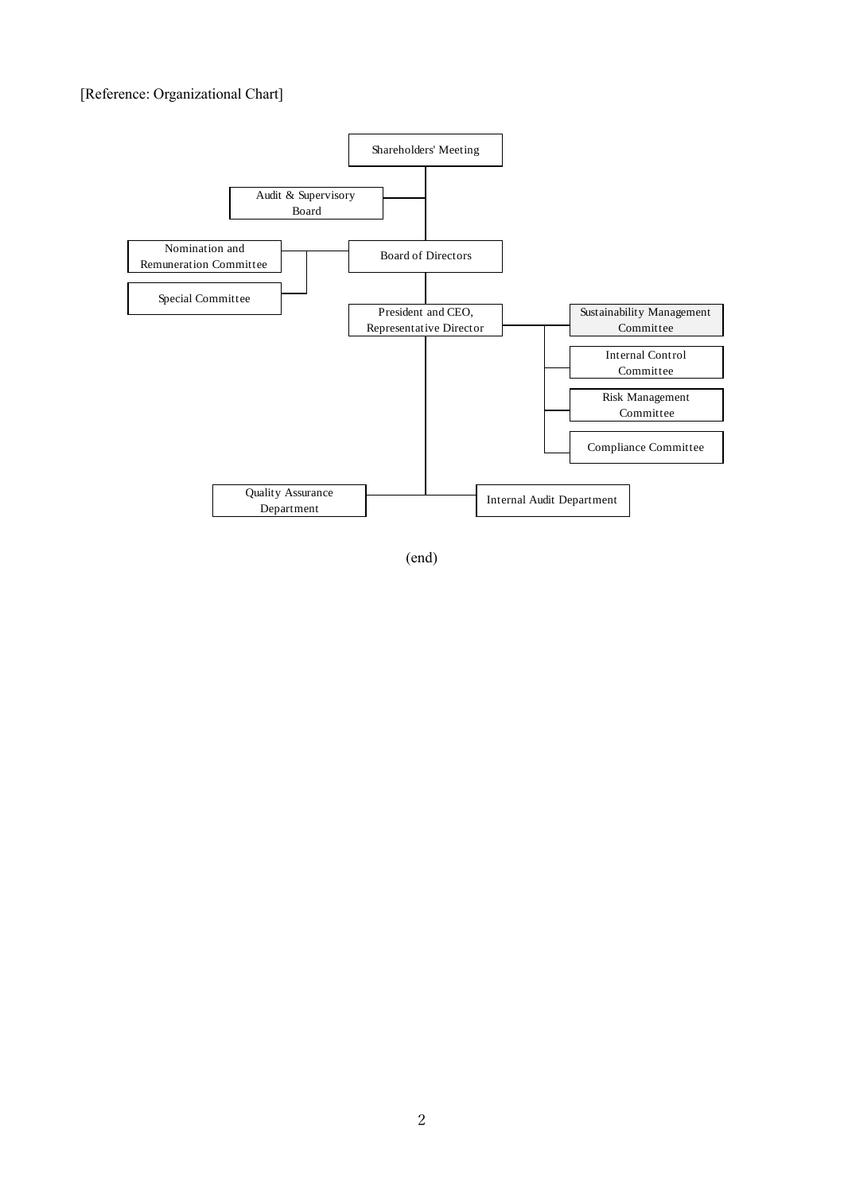[Reference: Organizational Chart]

Shareholders' Meeting

Audit & Supervisory Board

Nomination and Remuneration Committee

Special Committee

Board of Directors

President and CEO, Representative Director

Sustainability Management Committee

Internal Control Committee

Risk Management Committee

Compliance Committee

Quality Assurance Department

Internal Audit Department

(end)